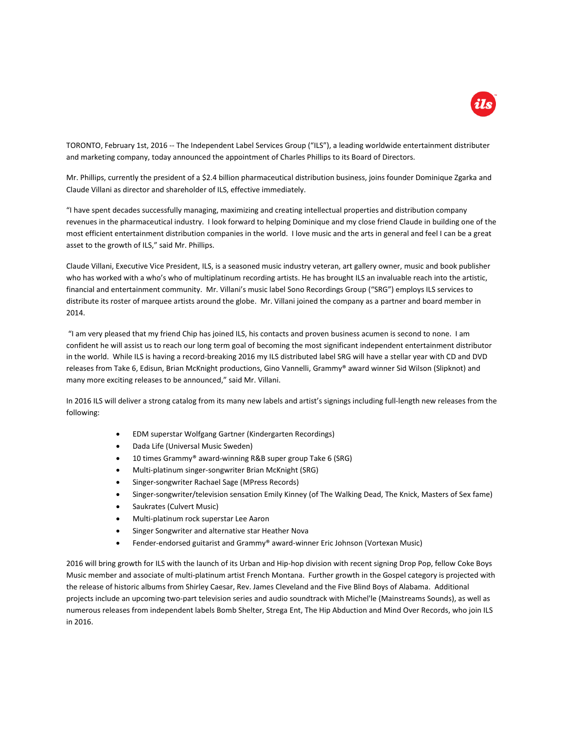TORONTO, February 1st, 2016 -- The Independent Label Services Group ("ILS"), a leading worldwide entertainment distributer and marketing company, today announced the appointment of Charles Phillips to its Board of Directors.

Mr. Phillips, currently the president of a $2.4 billion pharmaceutical distribution business, joins founder Dominique Zgarka and Claude Villani as director and shareholder of ILS, effective immediately.

"I have spent decades successfully managing, maximizing and creating intellectual properties and distribution company revenues in the pharmaceutical industry. I look forward to helping Dominique and my close friend Claude in building one of the most efficient entertainment distribution companies in the world. I love music and the arts in general and feel I can be a great asset to the growth of ILS," said Mr. Phillips.

Claude Villani, Executive Vice President, ILS, is a seasoned music industry veteran, art gallery owner, music and book publisher who has worked with a who's who of multiplatinum recording artists. He has brought ILS an invaluable reach into the artistic, financial and entertainment community. Mr. Villani's music label Sono Recordings Group ("SRG") employs ILS services to distribute its roster of marquee artists around the globe. Mr. Villani joined the company as a partner and board member in 2014.

"I am very pleased that my friend Chip has joined ILS, his contacts and proven business acumen is second to none. I am confident he will assist us to reach our long term goal of becoming the most significant independent entertainment distributor in the world. While ILS is having a record-breaking 2016 my ILS distributed label SRG will have a stellar year with CD and DVD releases from Take 6, Edisun, Brian McKnight productions, Gino Vannelli, Grammy® award winner Sid Wilson (Slipknot) and many more exciting releases to be announced," said Mr. Villani.

In 2016 ILS will deliver a strong catalog from its many new labels and artist's signings including full-length new releases from the following:

- EDM superstar Wolfgang Gartner (Kindergarten Recordings)
- Dada Life (Universal Music Sweden)
- 10 times Grammy® award-winning R&B super group Take 6 (SRG)
- Multi-platinum singer-songwriter Brian McKnight (SRG)
- Singer-songwriter Rachael Sage (MPress Records)
- Singer-songwriter/television sensation Emily Kinney (of The Walking Dead, The Knick, Masters of Sex fame)
- Saukrates (Culvert Music)
- Multi-platinum rock superstar Lee Aaron
- Singer Songwriter and alternative star Heather Nova
- Fender-endorsed guitarist and Grammy® award-winner Eric Johnson (Vortexan Music)

2016 will bring growth for ILS with the launch of its Urban and Hip-hop division with recent signing Drop Pop, fellow Coke Boys Music member and associate of multi-platinum artist French Montana. Further growth in the Gospel category is projected with the release of historic albums from Shirley Caesar, Rev. James Cleveland and the Five Blind Boys of Alabama. Additional projects include an upcoming two-part television series and audio soundtrack with Michel'le (Mainstreams Sounds), as well as numerous releases from independent labels Bomb Shelter, Strega Ent, The Hip Abduction and Mind Over Records, who join ILS in 2016.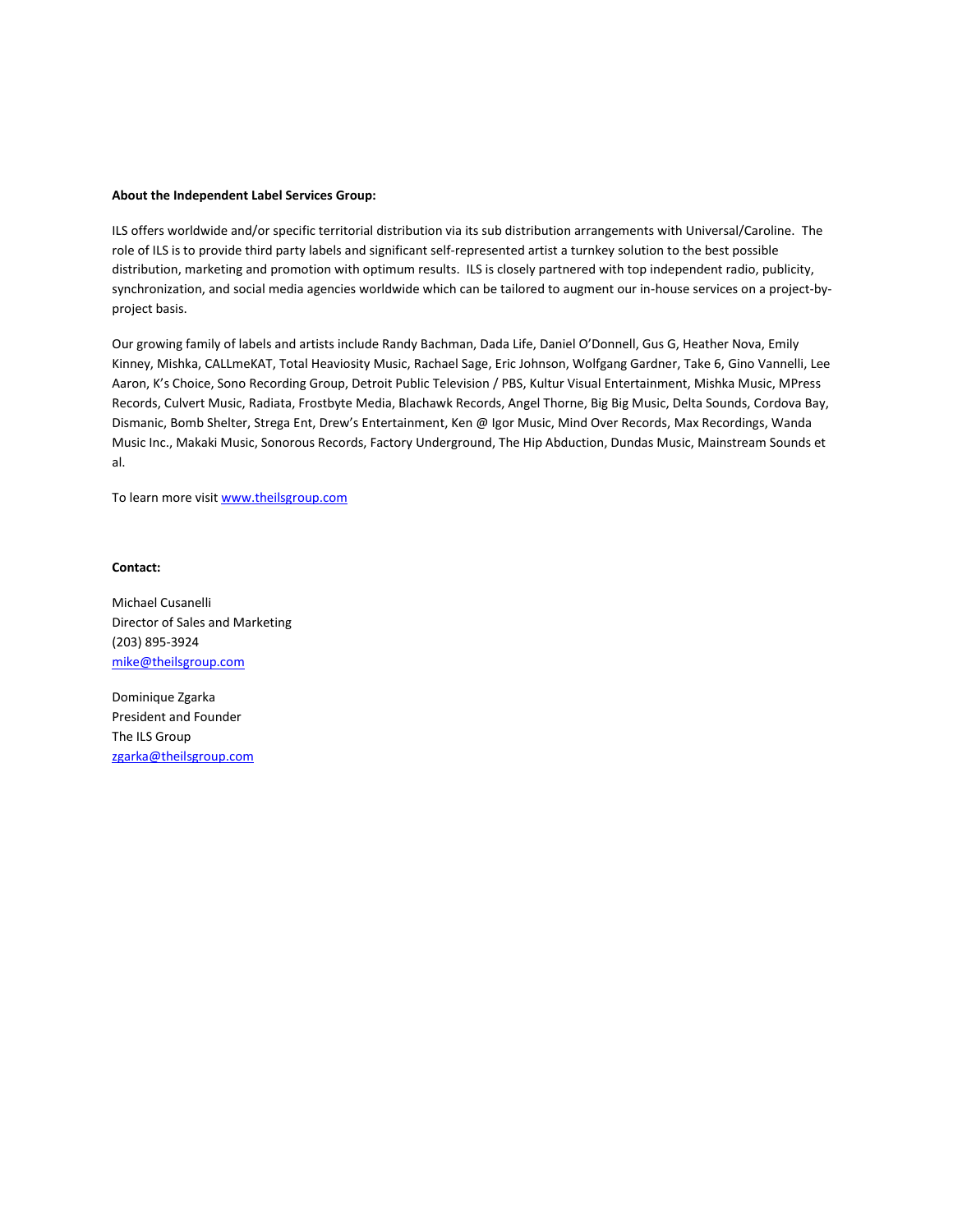**About the Independent Label Services Group:**

ILS offers worldwide and/or specific territorial distribution via its sub distribution arrangements with Universal/Caroline. The role of ILS is to provide third party labels and significant self-represented artist a turnkey solution to the best possible distribution, marketing and promotion with optimum results. ILS is closely partnered with top independent radio, publicity, synchronization, and social media agencies worldwide which can be tailored to augment our in-house services on a project-by-project basis.

Our growing family of labels and artists include Randy Bachman, Dada Life, Daniel O'Donnell, Gus G, Heather Nova, Emily Kinney, Mishka, CALLmeKAT, Total Heaviosity Music, Rachael Sage, Eric Johnson, Wolfgang Gardner, Take 6, Gino Vannelli, Lee Aaron, K's Choice, Sono Recording Group, Detroit Public Television / PBS, Kultur Visual Entertainment, Mishka Music, MPress Records, Culvert Music, Radiata, Frostbyte Media, Blachawk Records, Angel Thorne, Big Big Music, Delta Sounds, Cordova Bay, Dismanic, Bomb Shelter, Strega Ent, Drew's Entertainment, Ken @ Igor Music, Mind Over Records, Max Recordings, Wanda Music Inc., Makaki Music, Sonorous Records, Factory Underground, The Hip Abduction, Dundas Music, Mainstream Sounds et al.

To learn more visit www.theilsgroup.com

**Contact:**

Michael Cusanelli
Director of Sales and Marketing
(203) 895-3924
mike@theilsgroup.com

Dominique Zgarka
President and Founder
The ILS Group
zgarka@theilsgroup.com